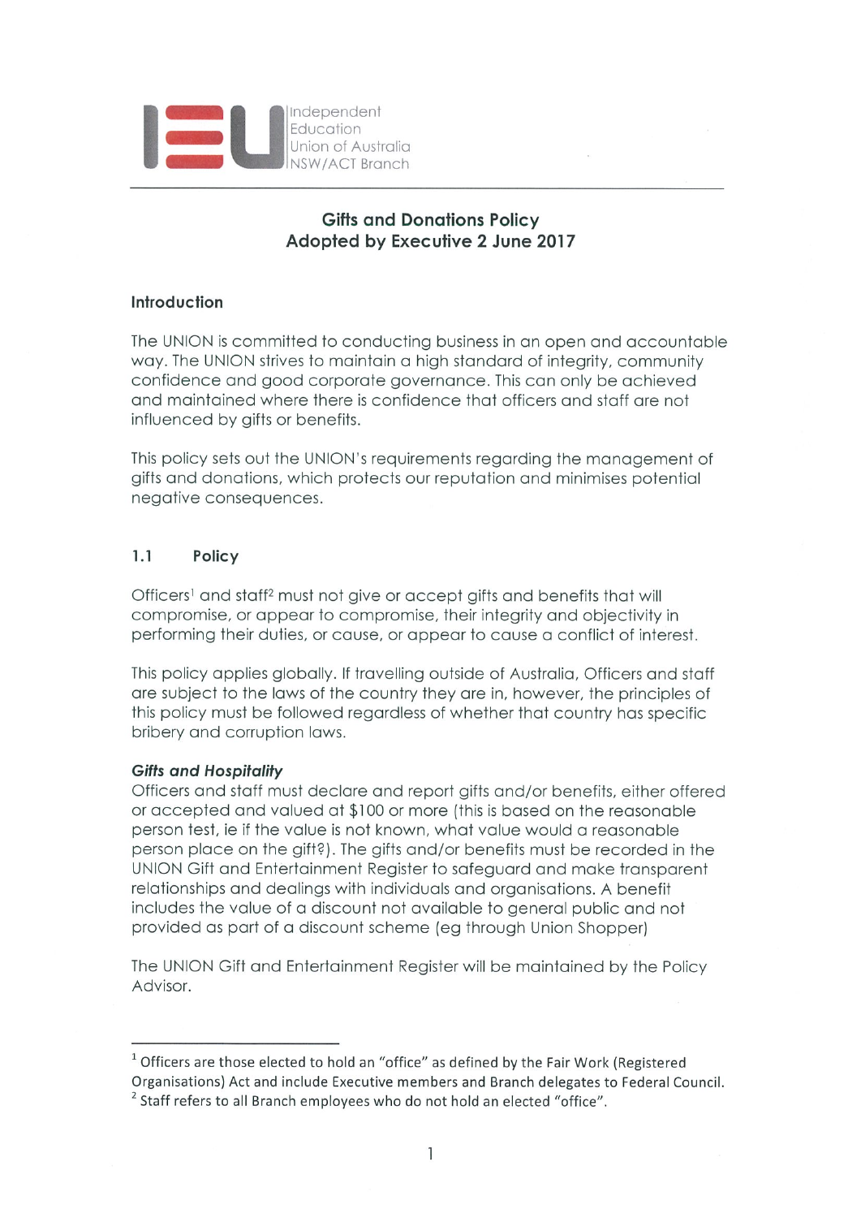Independent Education Union of Australia NSW/ACT Branch

## Gifts and Donations Policy
## Adopted by Executive 2 June 2017

### Introduction

The UNION is committed to conducting business in an open and accountable way. The UNION strives to maintain a high standard of integrity, community confidence and good corporate governance. This can only be achieved and maintained where there is confidence that officers and staff are not influenced by gifts or benefits.

This policy sets out the UNION's requirements regarding the management of gifts and donations, which protects our reputation and minimises potential negative consequences.

### 1.1 Policy

Officers[1] and staff[2] must not give or accept gifts and benefits that will compromise, or appear to compromise, their integrity and objectivity in performing their duties, or cause, or appear to cause a conflict of interest.

This policy applies globally. If travelling outside of Australia, Officers and staff are subject to the laws of the country they are in, however, the principles of this policy must be followed regardless of whether that country has specific bribery and corruption laws.

***Gifts and Hospitality***

Officers and staff must declare and report gifts and/or benefits, either offered or accepted and valued at $100 or more (this is based on the reasonable person test, ie if the value is not known, what value would a reasonable person place on the gift?). The gifts and/or benefits must be recorded in the UNION Gift and Entertainment Register to safeguard and make transparent relationships and dealings with individuals and organisations. A benefit includes the value of a discount not available to general public and not provided as part of a discount scheme (eg through Union Shopper)

The UNION Gift and Entertainment Register will be maintained by the Policy Advisor.

---

[1] Officers are those elected to hold an "office" as defined by the Fair Work (Registered Organisations) Act and include Executive members and Branch delegates to Federal Council.

[2] Staff refers to all Branch employees who do not hold an elected "office".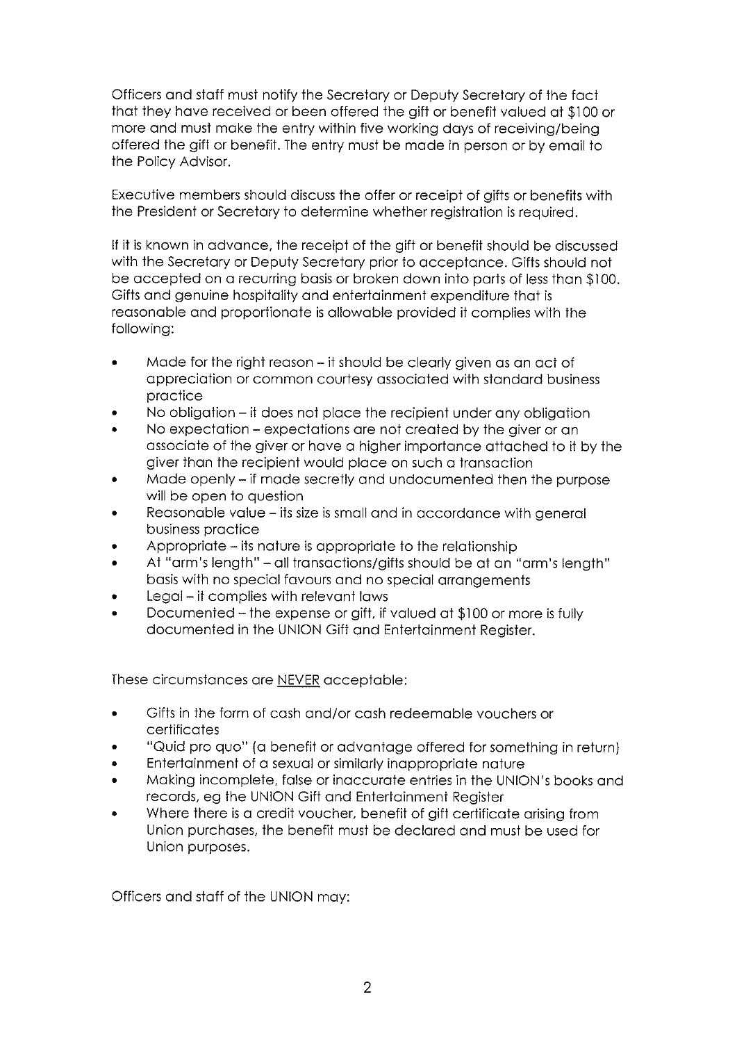Officers and staff must notify the Secretary or Deputy Secretary of the fact that they have received or been offered the gift or benefit valued at $100 or more and must make the entry within five working days of receiving/being offered the gift or benefit. The entry must be made in person or by email to the Policy Advisor.

Executive members should discuss the offer or receipt of gifts or benefits with the President or Secretary to determine whether registration is required.

If it is known in advance, the receipt of the gift or benefit should be discussed with the Secretary or Deputy Secretary prior to acceptance. Gifts should not be accepted on a recurring basis or broken down into parts of less than $100. Gifts and genuine hospitality and entertainment expenditure that is reasonable and proportionate is allowable provided it complies with the following:

- Made for the right reason – it should be clearly given as an act of appreciation or common courtesy associated with standard business practice
- No obligation – it does not place the recipient under any obligation
- No expectation – expectations are not created by the giver or an associate of the giver or have a higher importance attached to it by the giver than the recipient would place on such a transaction
- Made openly – if made secretly and undocumented then the purpose will be open to question
- Reasonable value – its size is small and in accordance with general business practice
- Appropriate – its nature is appropriate to the relationship
- At "arm's length" – all transactions/gifts should be at an "arm's length" basis with no special favours and no special arrangements
- Legal – it complies with relevant laws
- Documented – the expense or gift, if valued at $100 or more is fully documented in the UNION Gift and Entertainment Register.

These circumstances are <u>NEVER</u> acceptable:

- Gifts in the form of cash and/or cash redeemable vouchers or certificates
- "Quid pro quo" (a benefit or advantage offered for something in return)
- Entertainment of a sexual or similarly inappropriate nature
- Making incomplete, false or inaccurate entries in the UNION's books and records, eg the UNION Gift and Entertainment Register
- Where there is a credit voucher, benefit of gift certificate arising from Union purchases, the benefit must be declared and must be used for Union purposes.

Officers and staff of the UNION may: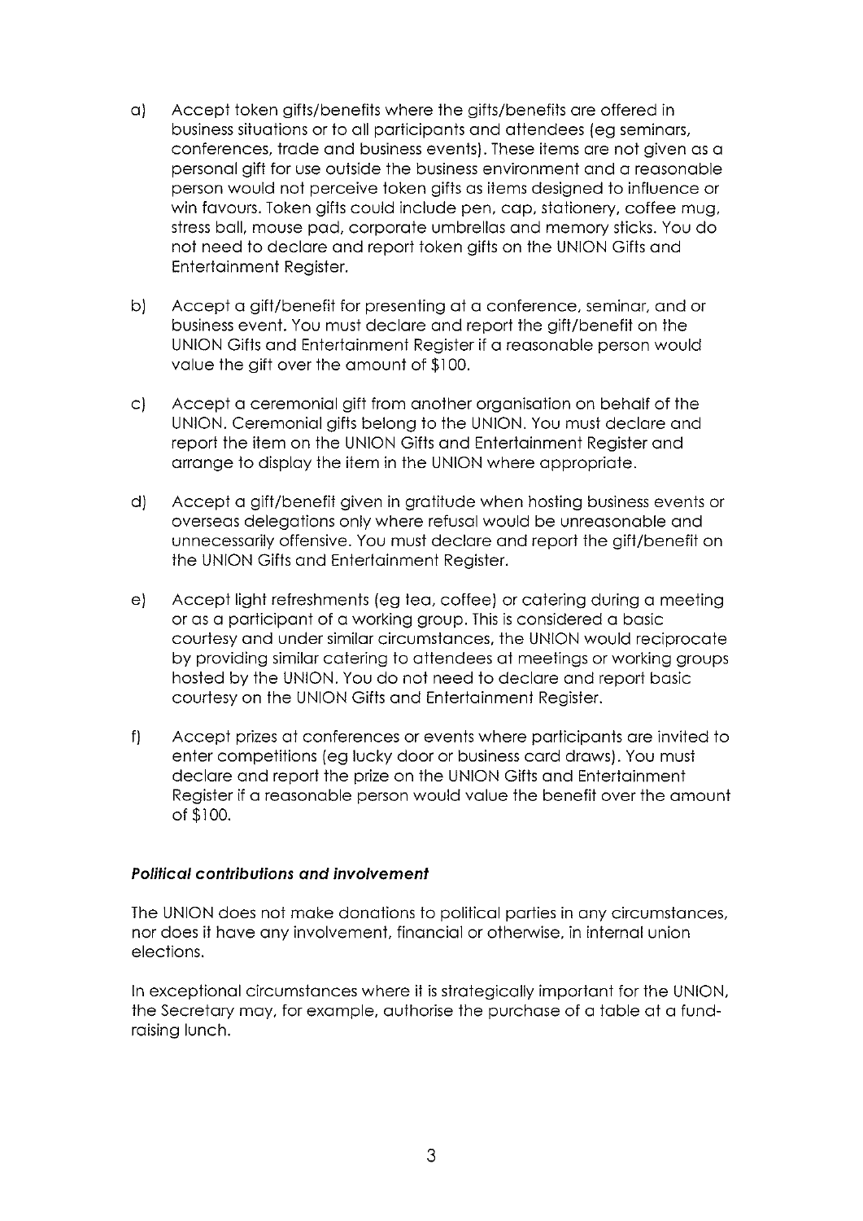a) Accept token gifts/benefits where the gifts/benefits are offered in business situations or to all participants and attendees (eg seminars, conferences, trade and business events). These items are not given as a personal gift for use outside the business environment and a reasonable person would not perceive token gifts as items designed to influence or win favours. Token gifts could include pen, cap, stationery, coffee mug, stress ball, mouse pad, corporate umbrellas and memory sticks. You do not need to declare and report token gifts on the UNION Gifts and Entertainment Register.

b) Accept a gift/benefit for presenting at a conference, seminar, and or business event. You must declare and report the gift/benefit on the UNION Gifts and Entertainment Register if a reasonable person would value the gift over the amount of $100.

c) Accept a ceremonial gift from another organisation on behalf of the UNION. Ceremonial gifts belong to the UNION. You must declare and report the item on the UNION Gifts and Entertainment Register and arrange to display the item in the UNION where appropriate.

d) Accept a gift/benefit given in gratitude when hosting business events or overseas delegations only where refusal would be unreasonable and unnecessarily offensive. You must declare and report the gift/benefit on the UNION Gifts and Entertainment Register.

e) Accept light refreshments (eg tea, coffee) or catering during a meeting or as a participant of a working group. This is considered a basic courtesy and under similar circumstances, the UNION would reciprocate by providing similar catering to attendees at meetings or working groups hosted by the UNION. You do not need to declare and report basic courtesy on the UNION Gifts and Entertainment Register.

f) Accept prizes at conferences or events where participants are invited to enter competitions (eg lucky door or business card draws). You must declare and report the prize on the UNION Gifts and Entertainment Register if a reasonable person would value the benefit over the amount of $100.

***Political contributions and involvement***

The UNION does not make donations to political parties in any circumstances, nor does it have any involvement, financial or otherwise, in internal union elections.

In exceptional circumstances where it is strategically important for the UNION, the Secretary may, for example, authorise the purchase of a table at a fund-raising lunch.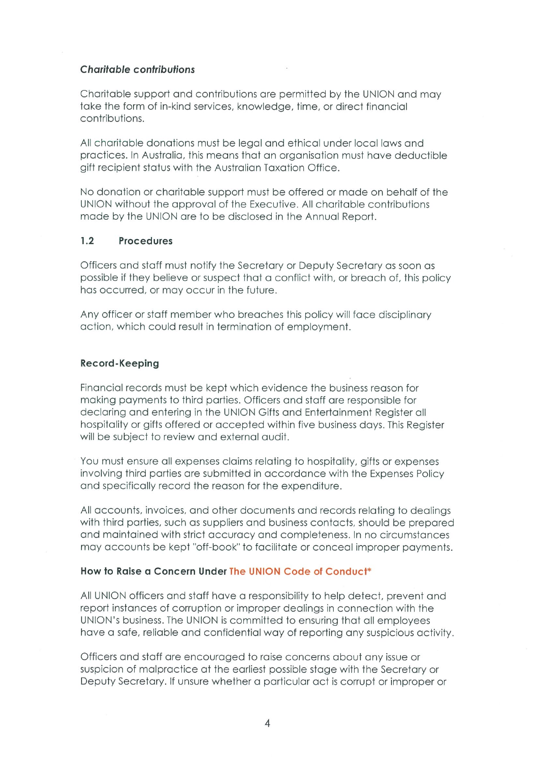### *Charitable contributions*

Charitable support and contributions are permitted by the UNION and may take the form of in-kind services, knowledge, time, or direct financial contributions.

All charitable donations must be legal and ethical under local laws and practices. In Australia, this means that an organisation must have deductible gift recipient status with the Australian Taxation Office.

No donation or charitable support must be offered or made on behalf of the UNION without the approval of the Executive. All charitable contributions made by the UNION are to be disclosed in the Annual Report.

## 1.2 Procedures

Officers and staff must notify the Secretary or Deputy Secretary as soon as possible if they believe or suspect that a conflict with, or breach of, this policy has occurred, or may occur in the future.

Any officer or staff member who breaches this policy will face disciplinary action, which could result in termination of employment.

### Record-Keeping

Financial records must be kept which evidence the business reason for making payments to third parties. Officers and staff are responsible for declaring and entering in the UNION Gifts and Entertainment Register all hospitality or gifts offered or accepted within five business days. This Register will be subject to review and external audit.

You must ensure all expenses claims relating to hospitality, gifts or expenses involving third parties are submitted in accordance with the Expenses Policy and specifically record the reason for the expenditure.

All accounts, invoices, and other documents and records relating to dealings with third parties, such as suppliers and business contacts, should be prepared and maintained with strict accuracy and completeness. In no circumstances may accounts be kept "off-book" to facilitate or conceal improper payments.

### How to Raise a Concern Under The UNION Code of Conduct*

All UNION officers and staff have a responsibility to help detect, prevent and report instances of corruption or improper dealings in connection with the UNION's business. The UNION is committed to ensuring that all employees have a safe, reliable and confidential way of reporting any suspicious activity.

Officers and staff are encouraged to raise concerns about any issue or suspicion of malpractice at the earliest possible stage with the Secretary or Deputy Secretary. If unsure whether a particular act is corrupt or improper or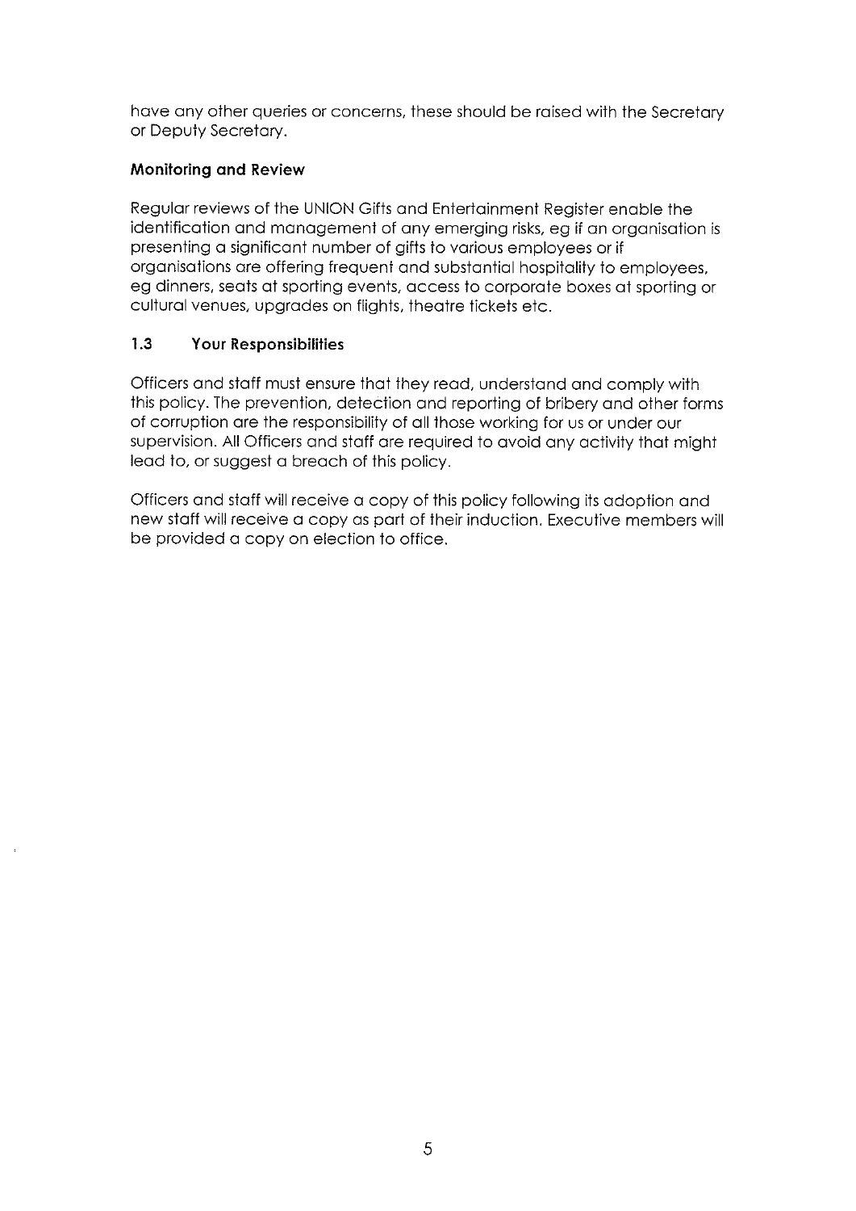have any other queries or concerns, these should be raised with the Secretary or Deputy Secretary.

**Monitoring and Review**

Regular reviews of the UNION Gifts and Entertainment Register enable the identification and management of any emerging risks, eg if an organisation is presenting a significant number of gifts to various employees or if organisations are offering frequent and substantial hospitality to employees, eg dinners, seats at sporting events, access to corporate boxes at sporting or cultural venues, upgrades on flights, theatre tickets etc.

### 1.3 Your Responsibilities

Officers and staff must ensure that they read, understand and comply with this policy. The prevention, detection and reporting of bribery and other forms of corruption are the responsibility of all those working for us or under our supervision. All Officers and staff are required to avoid any activity that might lead to, or suggest a breach of this policy.

Officers and staff will receive a copy of this policy following its adoption and new staff will receive a copy as part of their induction. Executive members will be provided a copy on election to office.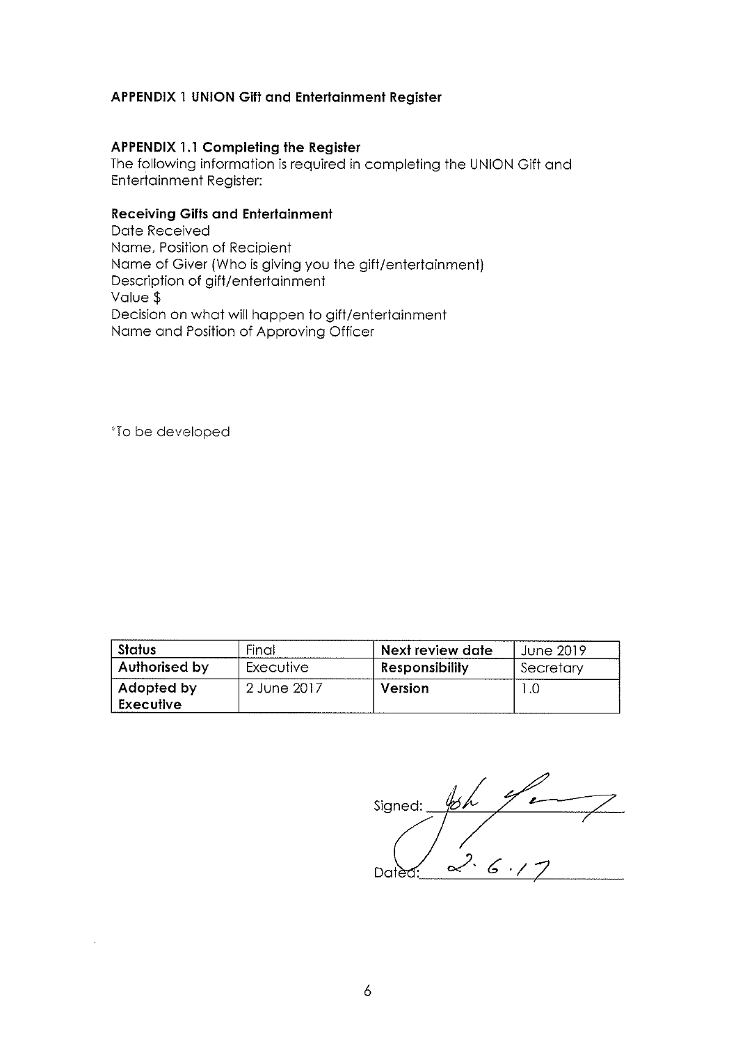**APPENDIX 1 UNION Gift and Entertainment Register**

**APPENDIX 1.1 Completing the Register**

The following information is required in completing the UNION Gift and Entertainment Register:

**Receiving Gifts and Entertainment**

Date Received
Name, Position of Recipient
Name of Giver (Who is giving you the gift/entertainment)
Description of gift/entertainment
Value $
Decision on what will happen to gift/entertainment
Name and Position of Approving Officer

*To be developed

| | | | |
|---|---|---|---|
| **Status** | Final | **Next review date** | June 2019 |
| **Authorised by** | Executive | **Responsibility** | Secretary |
| **Adopted by Executive** | 2 June 2017 | **Version** | 1.0 |

Signed: _______________

Dated: 2.6.17